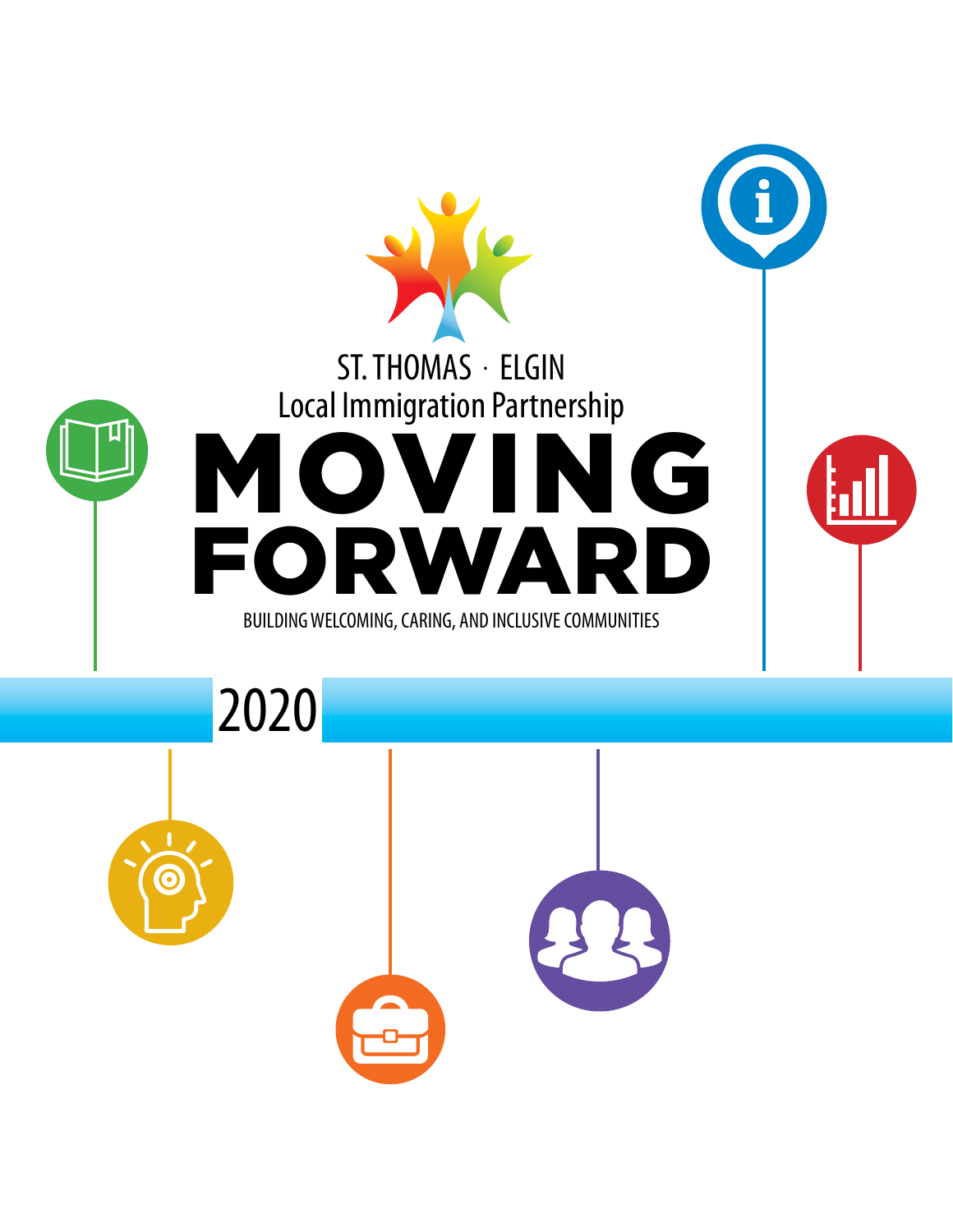ST. THOMAS · ELGIN
Local Immigration Partnership

# MOVING FORWARD

BUILDING WELCOMING, CARING, AND INCLUSIVE COMMUNITIES

2020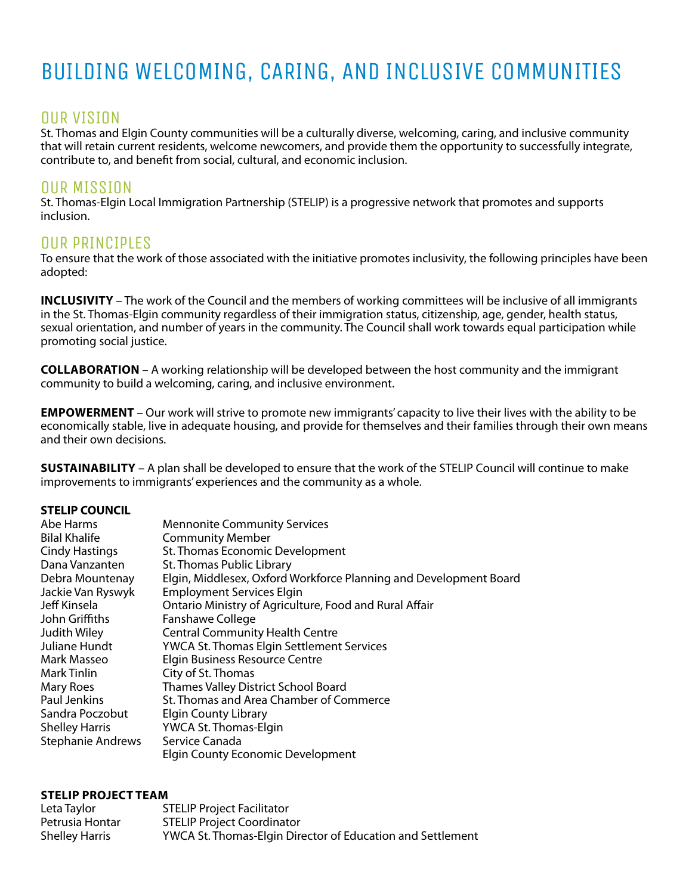# BUILDING WELCOMING, CARING, AND INCLUSIVE COMMUNITIES

## OUR VISION

St. Thomas and Elgin County communities will be a culturally diverse, welcoming, caring, and inclusive community that will retain current residents, welcome newcomers, and provide them the opportunity to successfully integrate, contribute to, and benefit from social, cultural, and economic inclusion.

## OUR MISSION

St. Thomas-Elgin Local Immigration Partnership (STELIP) is a progressive network that promotes and supports inclusion.

## OUR PRINCIPLES

To ensure that the work of those associated with the initiative promotes inclusivity, the following principles have been adopted:

**INCLUSIVITY** – The work of the Council and the members of working committees will be inclusive of all immigrants in the St. Thomas-Elgin community regardless of their immigration status, citizenship, age, gender, health status, sexual orientation, and number of years in the community. The Council shall work towards equal participation while promoting social justice.

**COLLABORATION** – A working relationship will be developed between the host community and the immigrant community to build a welcoming, caring, and inclusive environment.

**EMPOWERMENT** – Our work will strive to promote new immigrants' capacity to live their lives with the ability to be economically stable, live in adequate housing, and provide for themselves and their families through their own means and their own decisions.

**SUSTAINABILITY** – A plan shall be developed to ensure that the work of the STELIP Council will continue to make improvements to immigrants' experiences and the community as a whole.

**STELIP COUNCIL**

| | |
|---|---|
| Abe Harms | Mennonite Community Services |
| Bilal Khalife | Community Member |
| Cindy Hastings | St. Thomas Economic Development |
| Dana Vanzanten | St. Thomas Public Library |
| Debra Mountenay | Elgin, Middlesex, Oxford Workforce Planning and Development Board |
| Jackie Van Ryswyk | Employment Services Elgin |
| Jeff Kinsela | Ontario Ministry of Agriculture, Food and Rural Affair |
| John Griffiths | Fanshawe College |
| Judith Wiley | Central Community Health Centre |
| Juliane Hundt | YWCA St. Thomas Elgin Settlement Services |
| Mark Masseo | Elgin Business Resource Centre |
| Mark Tinlin | City of St. Thomas |
| Mary Roes | Thames Valley District School Board |
| Paul Jenkins | St. Thomas and Area Chamber of Commerce |
| Sandra Poczobut | Elgin County Library |
| Shelley Harris | YWCA St. Thomas-Elgin |
| Stephanie Andrews | Service Canada |
| | Elgin County Economic Development |

**STELIP PROJECT TEAM**

| | |
|---|---|
| Leta Taylor | STELIP Project Facilitator |
| Petrusia Hontar | STELIP Project Coordinator |
| Shelley Harris | YWCA St. Thomas-Elgin Director of Education and Settlement |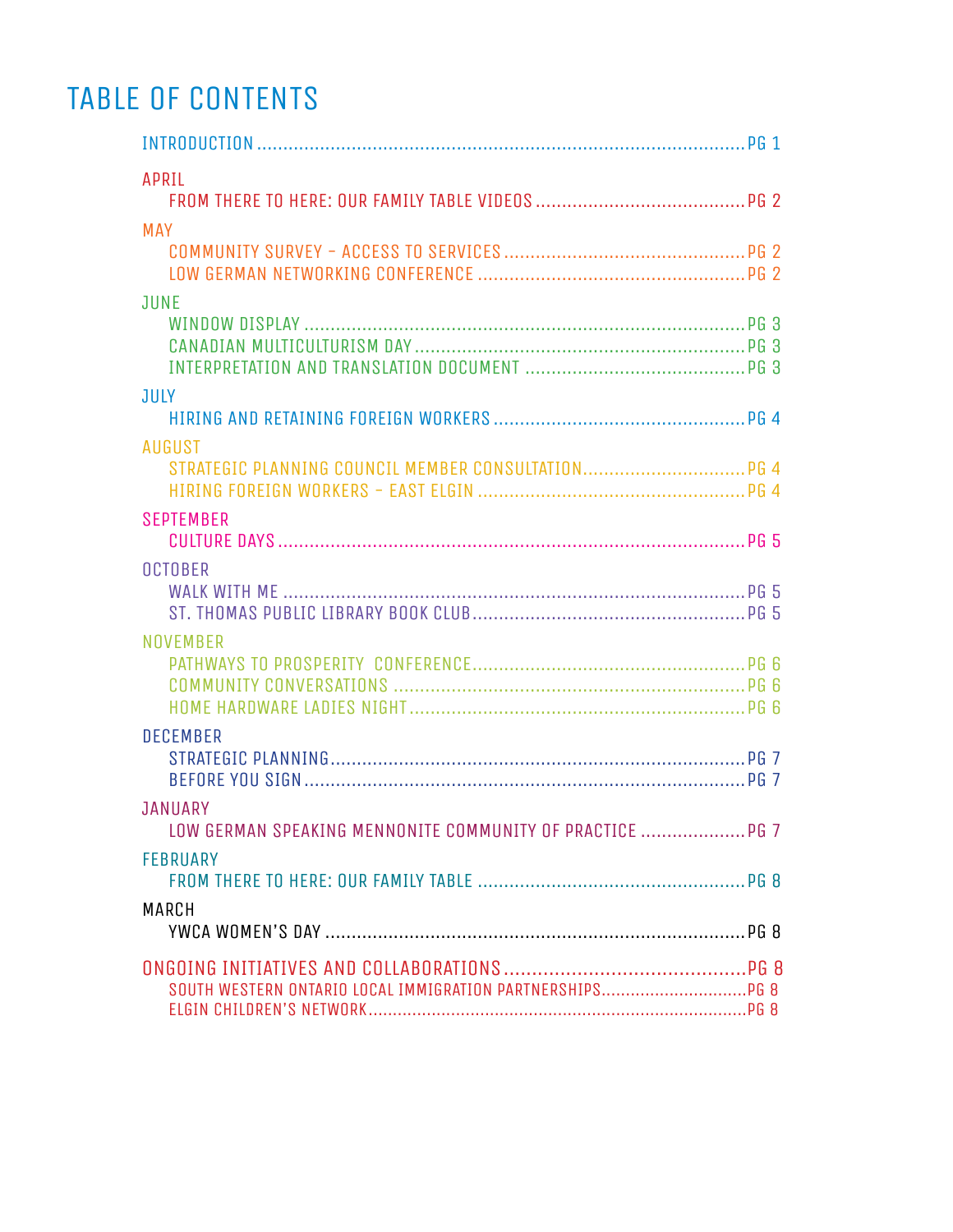# TABLE OF CONTENTS

INTRODUCTION ............................................................ PG 1

APRIL
- FROM THERE TO HERE: OUR FAMILY TABLE VIDEOS ............ PG 2

MAY
- COMMUNITY SURVEY – ACCESS TO SERVICES ............ PG 2
- LOW GERMAN NETWORKING CONFERENCE ............ PG 2

JUNE
- WINDOW DISPLAY ............ PG 3
- CANADIAN MULTICULTURISM DAY ............ PG 3
- INTERPRETATION AND TRANSLATION DOCUMENT ............ PG 3

JULY
- HIRING AND RETAINING FOREIGN WORKERS ............ PG 4

AUGUST
- STRATEGIC PLANNING COUNCIL MEMBER CONSULTATION ............ PG 4
- HIRING FOREIGN WORKERS – EAST ELGIN ............ PG 4

SEPTEMBER
- CULTURE DAYS ............ PG 5

OCTOBER
- WALK WITH ME ............ PG 5
- ST. THOMAS PUBLIC LIBRARY BOOK CLUB ............ PG 5

NOVEMBER
- PATHWAYS TO PROSPERITY CONFERENCE ............ PG 6
- COMMUNITY CONVERSATIONS ............ PG 6
- HOME HARDWARE LADIES NIGHT ............ PG 6

DECEMBER
- STRATEGIC PLANNING ............ PG 7
- BEFORE YOU SIGN ............ PG 7

JANUARY
- LOW GERMAN SPEAKING MENNONITE COMMUNITY OF PRACTICE ............ PG 7

FEBRUARY
- FROM THERE TO HERE: OUR FAMILY TABLE ............ PG 8

MARCH
- YWCA WOMEN'S DAY ............ PG 8

ONGOING INITIATIVES AND COLLABORATIONS ............ PG 8
- SOUTH WESTERN ONTARIO LOCAL IMMIGRATION PARTNERSHIPS ............ PG 8
- ELGIN CHILDREN'S NETWORK ............ PG 8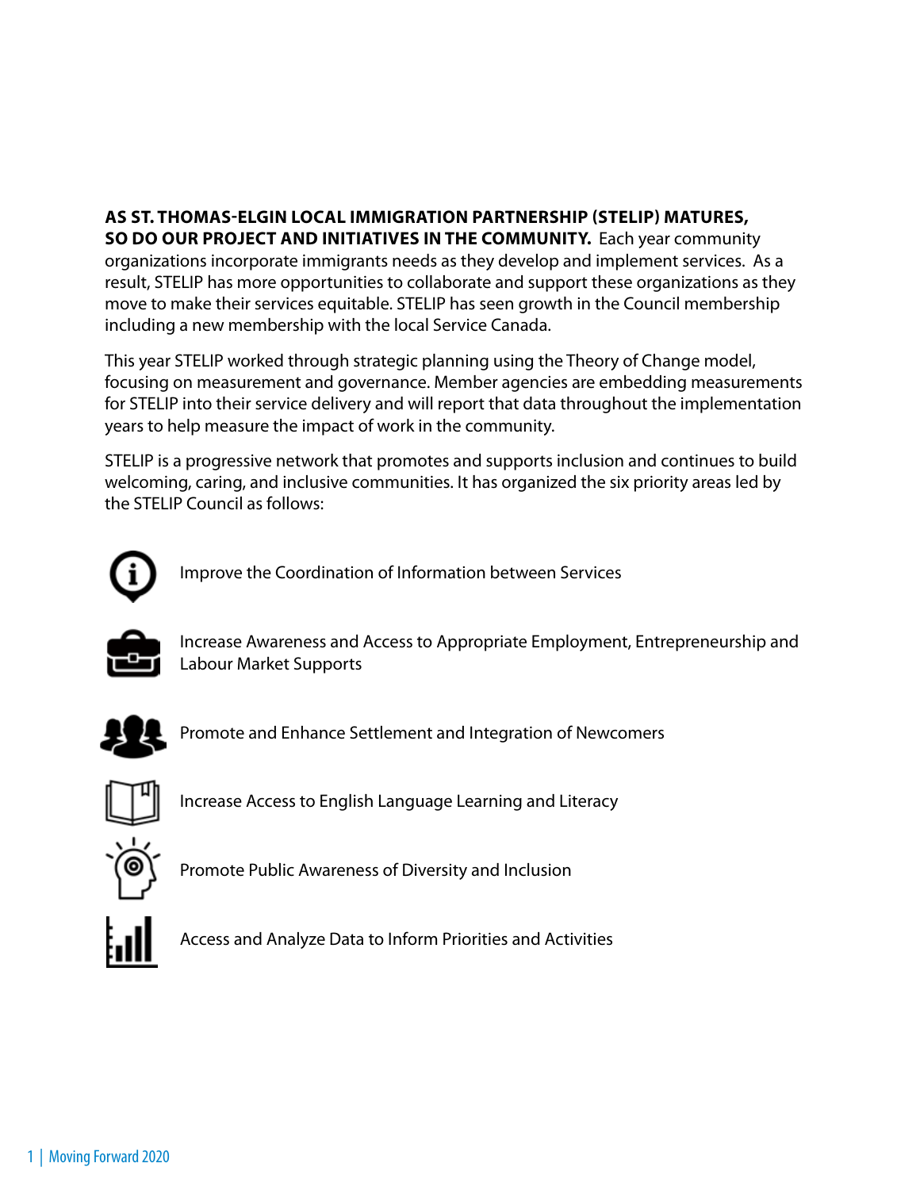**AS ST. THOMAS-ELGIN LOCAL IMMIGRATION PARTNERSHIP (STELIP) MATURES, SO DO OUR PROJECT AND INITIATIVES IN THE COMMUNITY.** Each year community organizations incorporate immigrants needs as they develop and implement services. As a result, STELIP has more opportunities to collaborate and support these organizations as they move to make their services equitable. STELIP has seen growth in the Council membership including a new membership with the local Service Canada.

This year STELIP worked through strategic planning using the Theory of Change model, focusing on measurement and governance. Member agencies are embedding measurements for STELIP into their service delivery and will report that data throughout the implementation years to help measure the impact of work in the community.

STELIP is a progressive network that promotes and supports inclusion and continues to build welcoming, caring, and inclusive communities. It has organized the six priority areas led by the STELIP Council as follows:

- Improve the Coordination of Information between Services
- Increase Awareness and Access to Appropriate Employment, Entrepreneurship and Labour Market Supports
- Promote and Enhance Settlement and Integration of Newcomers
- Increase Access to English Language Learning and Literacy
- Promote Public Awareness of Diversity and Inclusion
- Access and Analyze Data to Inform Priorities and Activities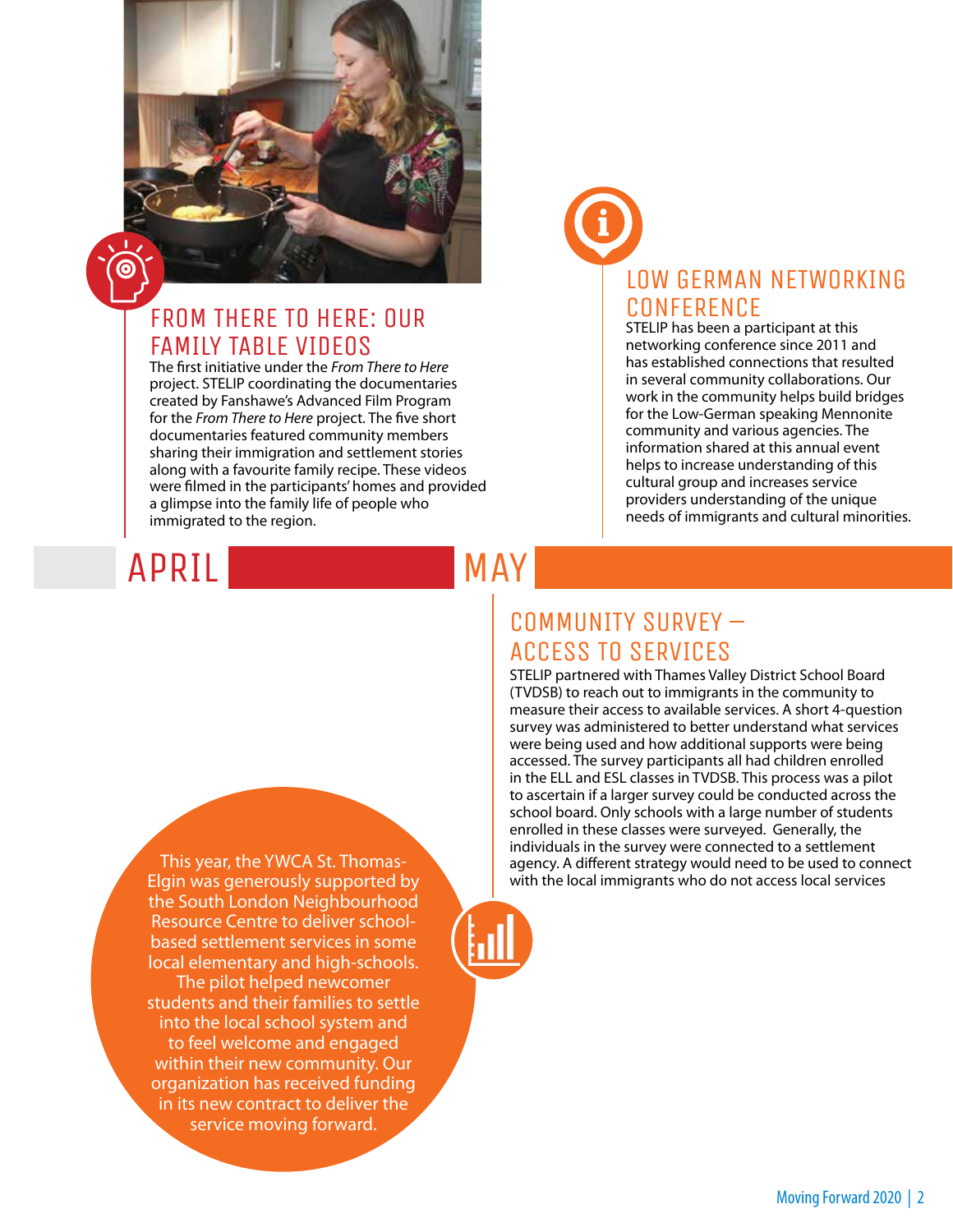## FROM THERE TO HERE: OUR FAMILY TABLE VIDEOS

The first initiative under the *From There to Here* project. STELIP coordinating the documentaries created by Fanshawe's Advanced Film Program for the *From There to Here* project. The five short documentaries featured community members sharing their immigration and settlement stories along with a favourite family recipe. These videos were filmed in the participants' homes and provided a glimpse into the family life of people who immigrated to the region.

## LOW GERMAN NETWORKING CONFERENCE

STELIP has been a participant at this networking conference since 2011 and has established connections that resulted in several community collaborations. Our work in the community helps build bridges for the Low-German speaking Mennonite community and various agencies. The information shared at this annual event helps to increase understanding of this cultural group and increases service providers understanding of the unique needs of immigrants and cultural minorities.

# APRIL

# MAY

## COMMUNITY SURVEY – ACCESS TO SERVICES

STELIP partnered with Thames Valley District School Board (TVDSB) to reach out to immigrants in the community to measure their access to available services. A short 4-question survey was administered to better understand what services were being used and how additional supports were being accessed. The survey participants all had children enrolled in the ELL and ESL classes in TVDSB. This process was a pilot to ascertain if a larger survey could be conducted across the school board. Only schools with a large number of students enrolled in these classes were surveyed. Generally, the individuals in the survey were connected to a settlement agency. A different strategy would need to be used to connect with the local immigrants who do not access local services

This year, the YWCA St. Thomas-Elgin was generously supported by the South London Neighbourhood Resource Centre to deliver school-based settlement services in some local elementary and high-schools. The pilot helped newcomer students and their families to settle into the local school system and to feel welcome and engaged within their new community. Our organization has received funding in its new contract to deliver the service moving forward.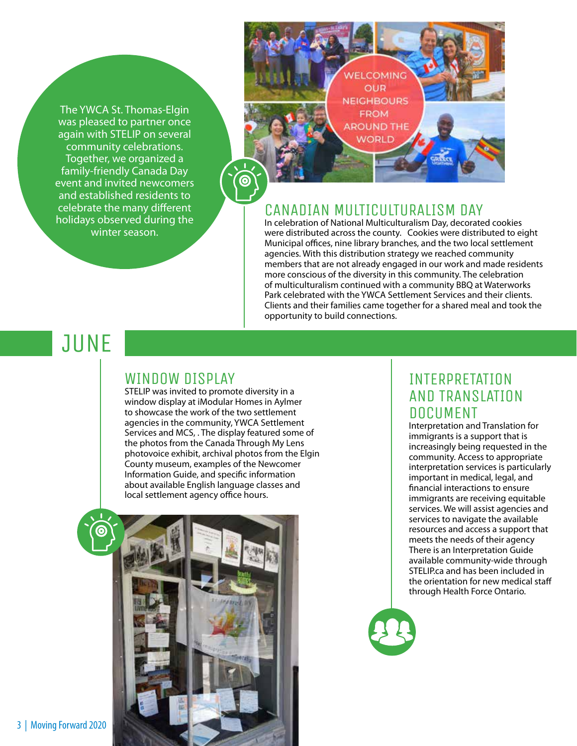The YWCA St. Thomas-Elgin was pleased to partner once again with STELIP on several community celebrations. Together, we organized a family-friendly Canada Day event and invited newcomers and established residents to celebrate the many different holidays observed during the winter season.

WELCOMING OUR NEIGHBOURS FROM AROUND THE WORLD

## CANADIAN MULTICULTURALISM DAY

In celebration of National Multiculturalism Day, decorated cookies were distributed across the county. Cookies were distributed to eight Municipal offices, nine library branches, and the two local settlement agencies. With this distribution strategy we reached community members that are not already engaged in our work and made residents more conscious of the diversity in this community. The celebration of multiculturalism continued with a community BBQ at Waterworks Park celebrated with the YWCA Settlement Services and their clients. Clients and their families came together for a shared meal and took the opportunity to build connections.

# JUNE

## WINDOW DISPLAY

STELIP was invited to promote diversity in a window display at iModular Homes in Aylmer to showcase the work of the two settlement agencies in the community, YWCA Settlement Services and MCS, . The display featured some of the photos from the Canada Through My Lens photovoice exhibit, archival photos from the Elgin County museum, examples of the Newcomer Information Guide, and specific information about available English language classes and local settlement agency office hours.

## INTERPRETATION AND TRANSLATION DOCUMENT

Interpretation and Translation for immigrants is a support that is increasingly being requested in the community. Access to appropriate interpretation services is particularly important in medical, legal, and financial interactions to ensure immigrants are receiving equitable services. We will assist agencies and services to navigate the available resources and access a support that meets the needs of their agency There is an Interpretation Guide available community-wide through STELIP.ca and has been included in the orientation for new medical staff through Health Force Ontario.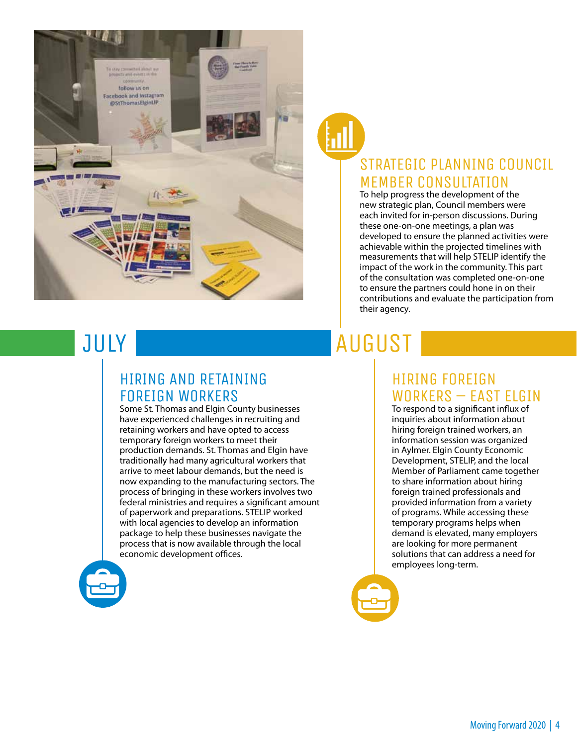## STRATEGIC PLANNING COUNCIL MEMBER CONSULTATION

To help progress the development of the new strategic plan, Council members were each invited for in-person discussions. During these one-on-one meetings, a plan was developed to ensure the planned activities were achievable within the projected timelines with measurements that will help STELIP identify the impact of the work in the community. This part of the consultation was completed one-on-one to ensure the partners could hone in on their contributions and evaluate the participation from their agency.

# JULY

## HIRING AND RETAINING FOREIGN WORKERS

Some St. Thomas and Elgin County businesses have experienced challenges in recruiting and retaining workers and have opted to access temporary foreign workers to meet their production demands. St. Thomas and Elgin have traditionally had many agricultural workers that arrive to meet labour demands, but the need is now expanding to the manufacturing sectors. The process of bringing in these workers involves two federal ministries and requires a significant amount of paperwork and preparations. STELIP worked with local agencies to develop an information package to help these businesses navigate the process that is now available through the local economic development offices.

# AUGUST

## HIRING FOREIGN WORKERS – EAST ELGIN

To respond to a significant influx of inquiries about information about hiring foreign trained workers, an information session was organized in Aylmer. Elgin County Economic Development, STELIP, and the local Member of Parliament came together to share information about hiring foreign trained professionals and provided information from a variety of programs. While accessing these temporary programs helps when demand is elevated, many employers are looking for more permanent solutions that can address a need for employees long-term.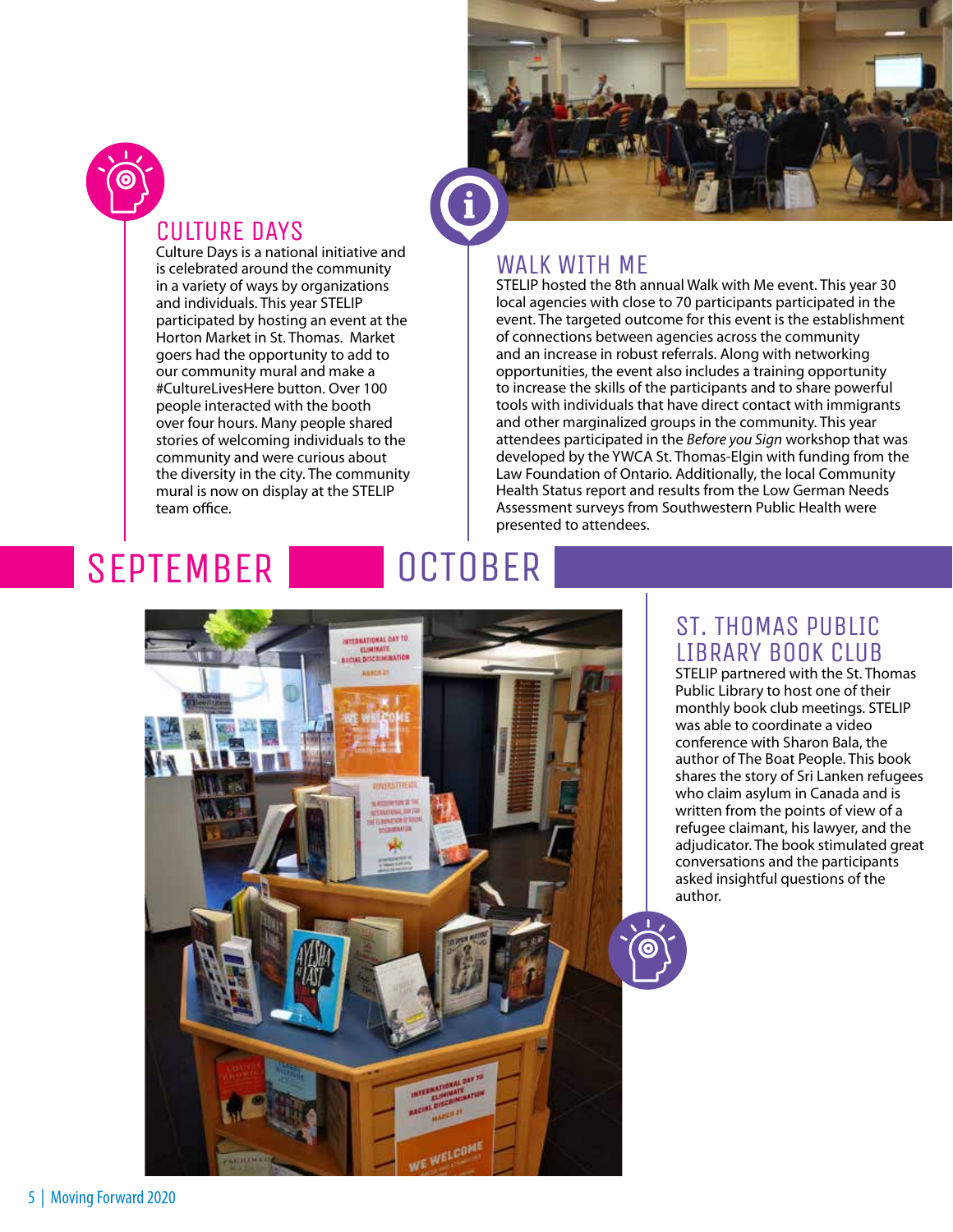## CULTURE DAYS

Culture Days is a national initiative and is celebrated around the community in a variety of ways by organizations and individuals. This year STELIP participated by hosting an event at the Horton Market in St. Thomas. Market goers had the opportunity to add to our community mural and make a #CultureLivesHere button. Over 100 people interacted with the booth over four hours. Many people shared stories of welcoming individuals to the community and were curious about the diversity in the city. The community mural is now on display at the STELIP team office.

## WALK WITH ME

STELIP hosted the 8th annual Walk with Me event. This year 30 local agencies with close to 70 participants participated in the event. The targeted outcome for this event is the establishment of connections between agencies across the community and an increase in robust referrals. Along with networking opportunities, the event also includes a training opportunity to increase the skills of the participants and to share powerful tools with individuals that have direct contact with immigrants and other marginalized groups in the community. This year attendees participated in the *Before you Sign* workshop that was developed by the YWCA St. Thomas-Elgin with funding from the Law Foundation of Ontario. Additionally, the local Community Health Status report and results from the Low German Needs Assessment surveys from Southwestern Public Health were presented to attendees.

# SEPTEMBER

# OCTOBER

## ST. THOMAS PUBLIC LIBRARY BOOK CLUB

STELIP partnered with the St. Thomas Public Library to host one of their monthly book club meetings. STELIP was able to coordinate a video conference with Sharon Bala, the author of The Boat People. This book shares the story of Sri Lanken refugees who claim asylum in Canada and is written from the points of view of a refugee claimant, his lawyer, and the adjudicator. The book stimulated great conversations and the participants asked insightful questions of the author.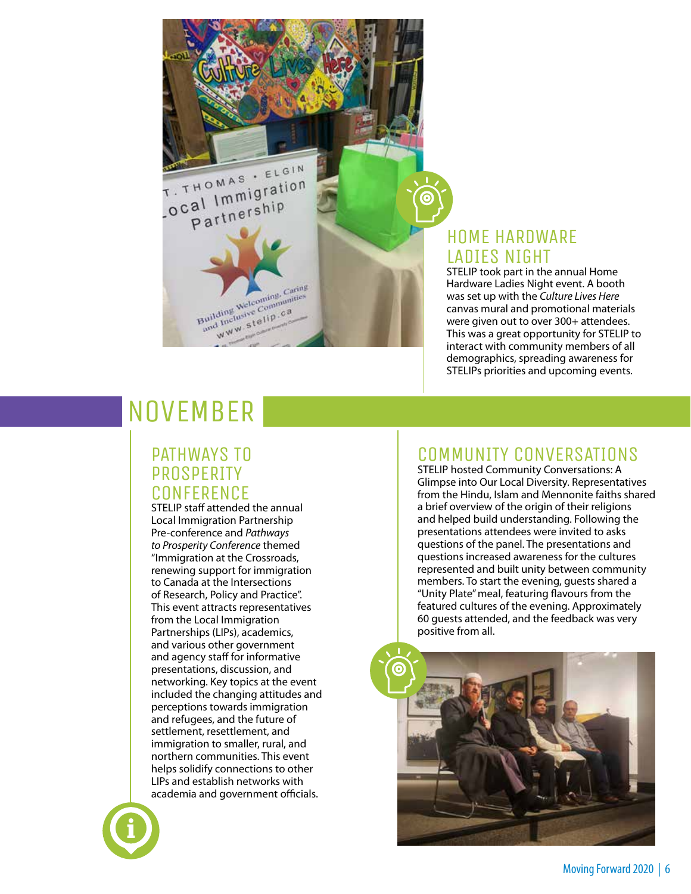### HOME HARDWARE LADIES NIGHT

STELIP took part in the annual Home Hardware Ladies Night event. A booth was set up with the *Culture Lives Here* canvas mural and promotional materials were given out to over 300+ attendees. This was a great opportunity for STELIP to interact with community members of all demographics, spreading awareness for STELIPs priorities and upcoming events.

## NOVEMBER

### PATHWAYS TO PROSPERITY CONFERENCE

STELIP staff attended the annual Local Immigration Partnership Pre-conference and *Pathways to Prosperity Conference* themed "Immigration at the Crossroads, renewing support for immigration to Canada at the Intersections of Research, Policy and Practice". This event attracts representatives from the Local Immigration Partnerships (LIPs), academics, and various other government and agency staff for informative presentations, discussion, and networking. Key topics at the event included the changing attitudes and perceptions towards immigration and refugees, and the future of settlement, resettlement, and immigration to smaller, rural, and northern communities. This event helps solidify connections to other LIPs and establish networks with academia and government officials.

### COMMUNITY CONVERSATIONS

STELIP hosted Community Conversations: A Glimpse into Our Local Diversity. Representatives from the Hindu, Islam and Mennonite faiths shared a brief overview of the origin of their religions and helped build understanding. Following the presentations attendees were invited to asks questions of the panel. The presentations and questions increased awareness for the cultures represented and built unity between community members. To start the evening, guests shared a "Unity Plate" meal, featuring flavours from the featured cultures of the evening. Approximately 60 guests attended, and the feedback was very positive from all.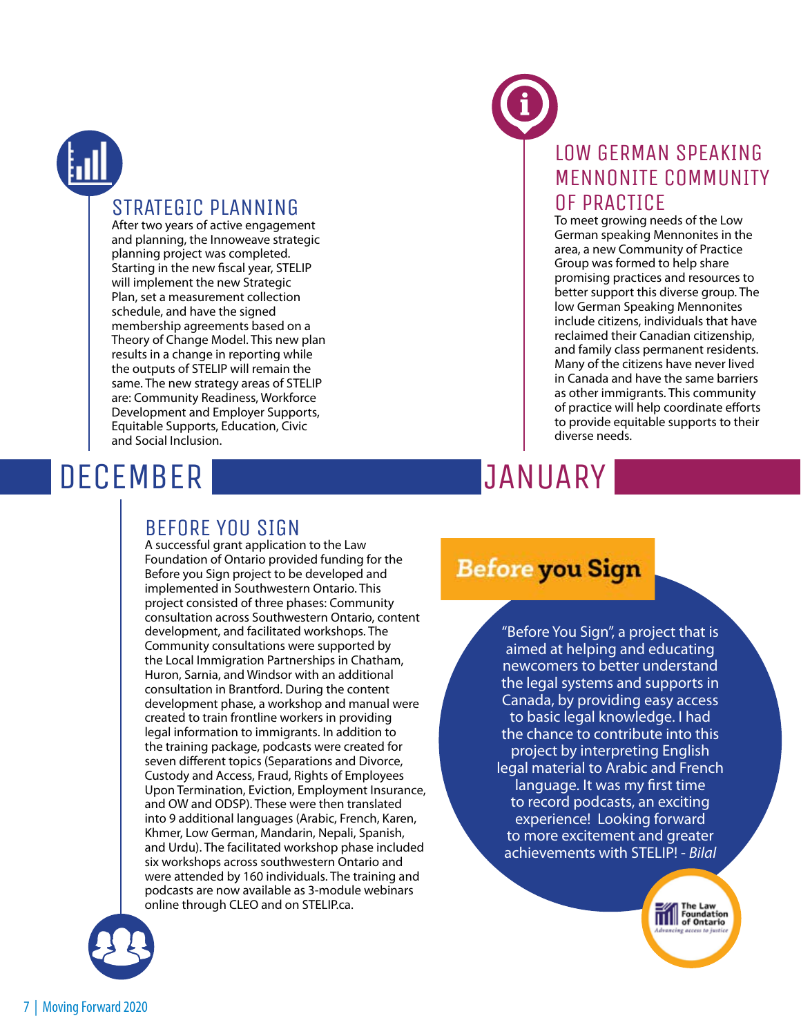## DECEMBER

### STRATEGIC PLANNING

After two years of active engagement and planning, the Innoweave strategic planning project was completed. Starting in the new fiscal year, STELIP will implement the new Strategic Plan, set a measurement collection schedule, and have the signed membership agreements based on a Theory of Change Model. This new plan results in a change in reporting while the outputs of STELIP will remain the same. The new strategy areas of STELIP are: Community Readiness, Workforce Development and Employer Supports, Equitable Supports, Education, Civic and Social Inclusion.

### BEFORE YOU SIGN

A successful grant application to the Law Foundation of Ontario provided funding for the Before you Sign project to be developed and implemented in Southwestern Ontario. This project consisted of three phases: Community consultation across Southwestern Ontario, content development, and facilitated workshops. The Community consultations were supported by the Local Immigration Partnerships in Chatham, Huron, Sarnia, and Windsor with an additional consultation in Brantford. During the content development phase, a workshop and manual were created to train frontline workers in providing legal information to immigrants. In addition to the training package, podcasts were created for seven different topics (Separations and Divorce, Custody and Access, Fraud, Rights of Employees Upon Termination, Eviction, Employment Insurance, and OW and ODSP). These were then translated into 9 additional languages (Arabic, French, Karen, Khmer, Low German, Mandarin, Nepali, Spanish, and Urdu). The facilitated workshop phase included six workshops across southwestern Ontario and were attended by 160 individuals. The training and podcasts are now available as 3-module webinars online through CLEO and on STELIP.ca.

## JANUARY

### LOW GERMAN SPEAKING MENNONITE COMMUNITY OF PRACTICE

To meet growing needs of the Low German speaking Mennonites in the area, a new Community of Practice Group was formed to help share promising practices and resources to better support this diverse group. The low German Speaking Mennonites include citizens, individuals that have reclaimed their Canadian citizenship, and family class permanent residents. Many of the citizens have never lived in Canada and have the same barriers as other immigrants. This community of practice will help coordinate efforts to provide equitable supports to their diverse needs.

**Before you Sign**

"Before You Sign", a project that is aimed at helping and educating newcomers to better understand the legal systems and supports in Canada, by providing easy access to basic legal knowledge. I had the chance to contribute into this project by interpreting English legal material to Arabic and French language. It was my first time to record podcasts, an exciting experience! Looking forward to more excitement and greater achievements with STELIP! - *Bilal*

The Law Foundation of Ontario — *Advancing access to justice*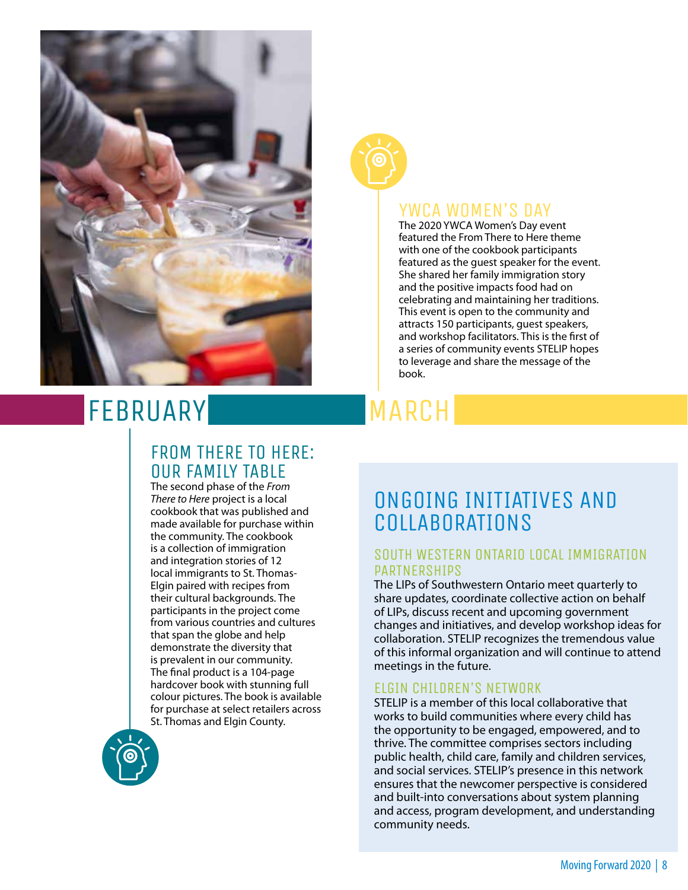## FEBRUARY

### FROM THERE TO HERE: OUR FAMILY TABLE

The second phase of the *From There to Here* project is a local cookbook that was published and made available for purchase within the community. The cookbook is a collection of immigration and integration stories of 12 local immigrants to St. Thomas-Elgin paired with recipes from their cultural backgrounds. The participants in the project come from various countries and cultures that span the globe and help demonstrate the diversity that is prevalent in our community. The final product is a 104-page hardcover book with stunning full colour pictures. The book is available for purchase at select retailers across St. Thomas and Elgin County.

## MARCH

### YWCA WOMEN'S DAY

The 2020 YWCA Women's Day event featured the From There to Here theme with one of the cookbook participants featured as the guest speaker for the event. She shared her family immigration story and the positive impacts food had on celebrating and maintaining her traditions. This event is open to the community and attracts 150 participants, guest speakers, and workshop facilitators. This is the first of a series of community events STELIP hopes to leverage and share the message of the book.

## ONGOING INITIATIVES AND COLLABORATIONS

### SOUTH WESTERN ONTARIO LOCAL IMMIGRATION PARTNERSHIPS

The LIPs of Southwestern Ontario meet quarterly to share updates, coordinate collective action on behalf of LIPs, discuss recent and upcoming government changes and initiatives, and develop workshop ideas for collaboration. STELIP recognizes the tremendous value of this informal organization and will continue to attend meetings in the future.

### ELGIN CHILDREN'S NETWORK

STELIP is a member of this local collaborative that works to build communities where every child has the opportunity to be engaged, empowered, and to thrive. The committee comprises sectors including public health, child care, family and children services, and social services. STELIP's presence in this network ensures that the newcomer perspective is considered and built-into conversations about system planning and access, program development, and understanding community needs.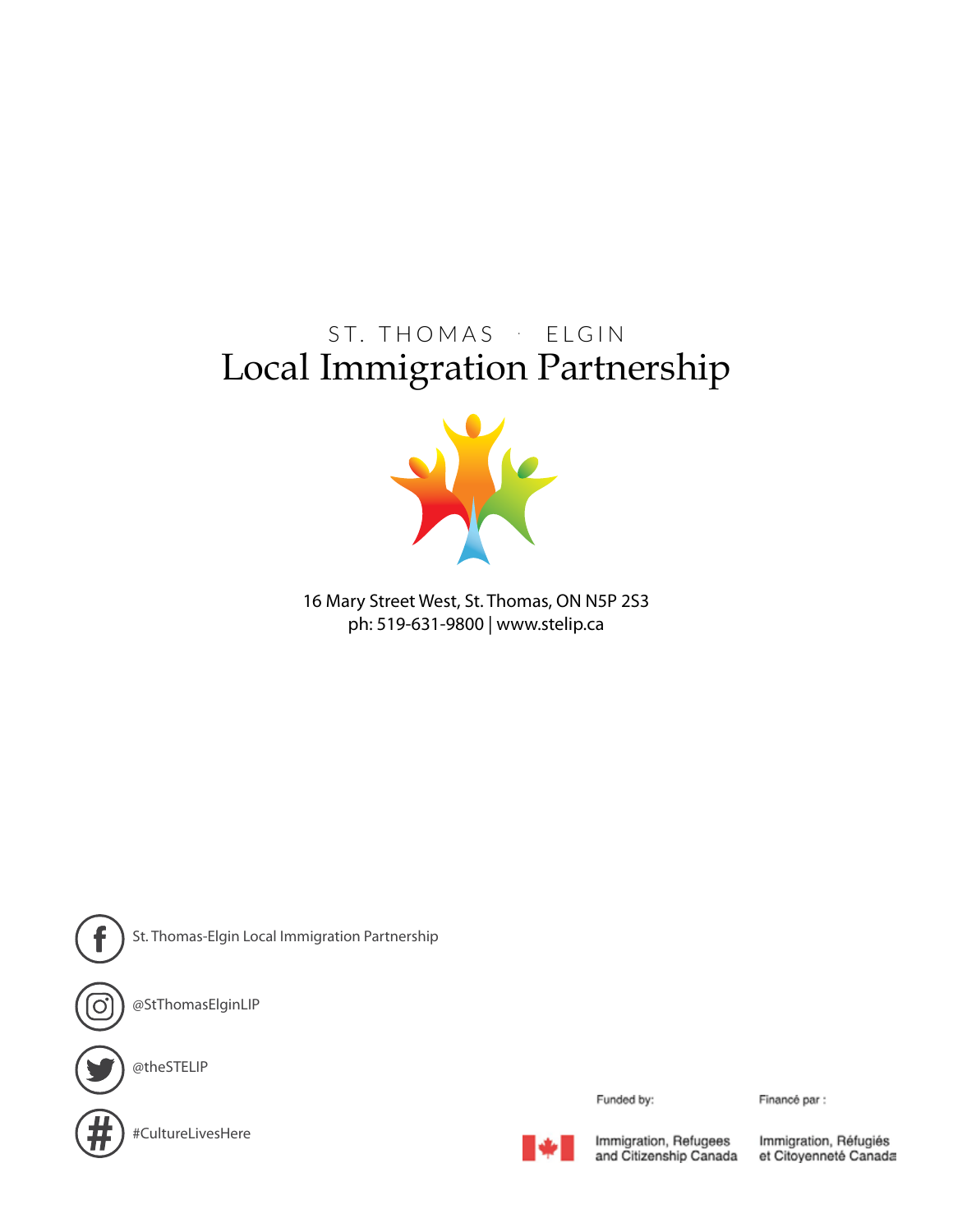ST. THOMAS · ELGIN

# Local Immigration Partnership

16 Mary Street West, St. Thomas, ON N5P 2S3
ph: 519-631-9800 | www.stelip.ca

St. Thomas-Elgin Local Immigration Partnership

@StThomasElginLIP

@theSTELIP

#CultureLivesHere

Funded by: Immigration, Refugees and Citizenship Canada

Financé par : Immigration, Réfugiés et Citoyenneté Canada